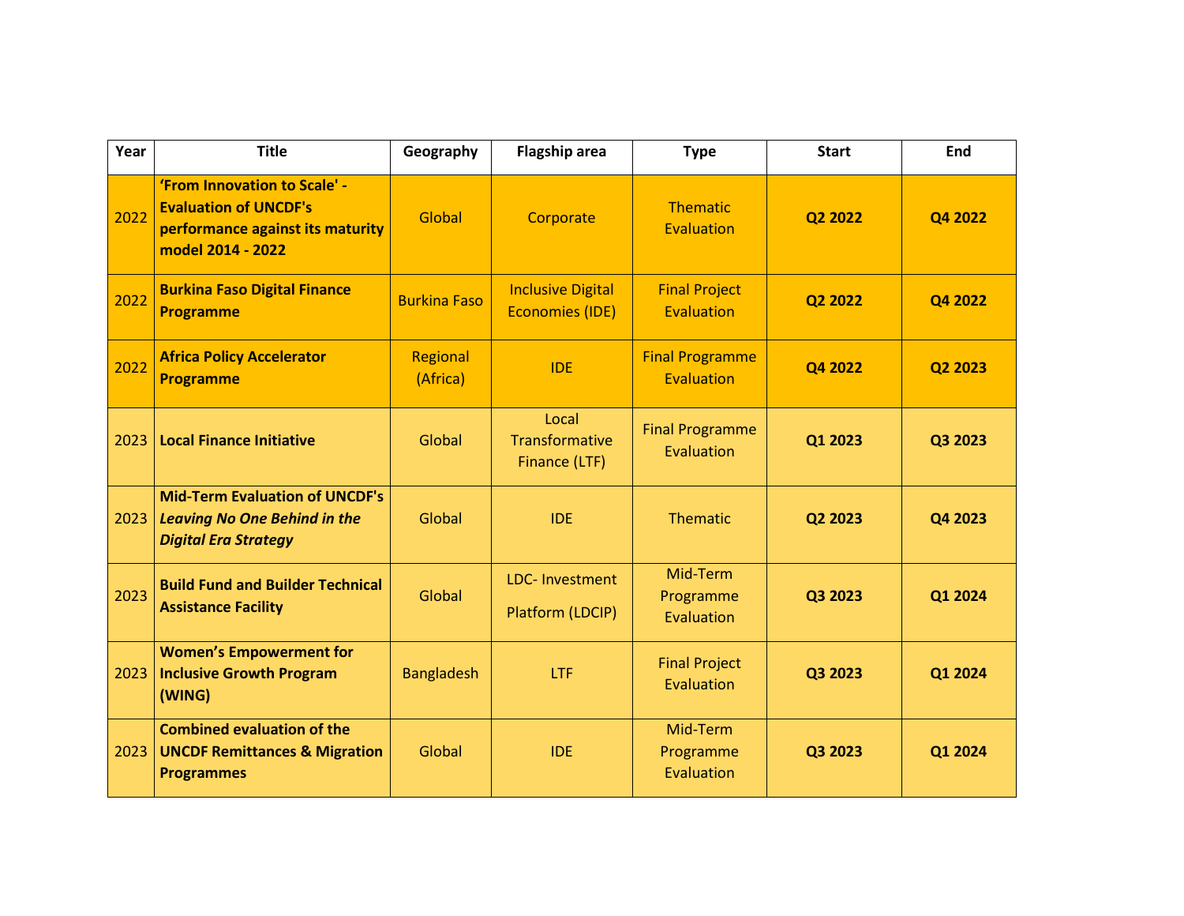| Year | Title | Geography | Flagship area | Type | Start | End |
|---|---|---|---|---|---|---|
| 2022 | **'From Innovation to Scale' - Evaluation of UNCDF's performance against its maturity model 2014 - 2022** | Global | Corporate | Thematic Evaluation | **Q2 2022** | **Q4 2022** |
| 2022 | **Burkina Faso Digital Finance Programme** | Burkina Faso | Inclusive Digital Economies (IDE) | Final Project Evaluation | **Q2 2022** | **Q4 2022** |
| 2022 | **Africa Policy Accelerator Programme** | Regional (Africa) | IDE | Final Programme Evaluation | **Q4 2022** | **Q2 2023** |
| 2023 | **Local Finance Initiative** | Global | Local Transformative Finance (LTF) | Final Programme Evaluation | **Q1 2023** | **Q3 2023** |
| 2023 | **Mid-Term Evaluation of UNCDF's *Leaving No One Behind in the Digital Era Strategy*** | Global | IDE | Thematic | **Q2 2023** | **Q4 2023** |
| 2023 | **Build Fund and Builder Technical Assistance Facility** | Global | LDC- Investment Platform (LDCIP) | Mid-Term Programme Evaluation | **Q3 2023** | **Q1 2024** |
| 2023 | **Women's Empowerment for Inclusive Growth Program (WING)** | Bangladesh | LTF | Final Project Evaluation | **Q3 2023** | **Q1 2024** |
| 2023 | **Combined evaluation of the UNCDF Remittances & Migration Programmes** | Global | IDE | Mid-Term Programme Evaluation | **Q3 2023** | **Q1 2024** |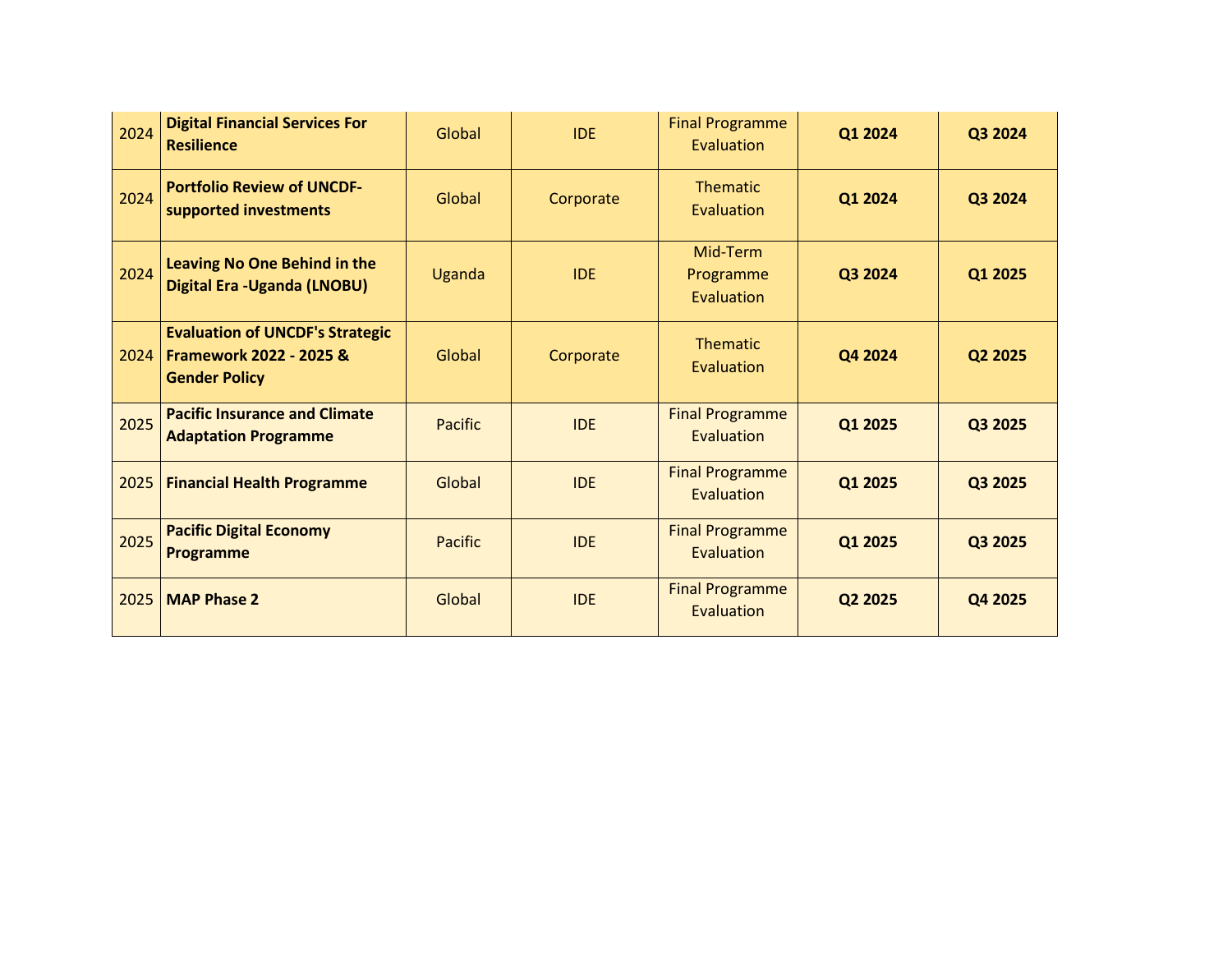| | | | | | | |
|---|---|---|---|---|---|---|
| 2024 | **Digital Financial Services For Resilience** | Global | IDE | Final Programme Evaluation | **Q1 2024** | **Q3 2024** |
| 2024 | **Portfolio Review of UNCDF-supported investments** | Global | Corporate | Thematic Evaluation | **Q1 2024** | **Q3 2024** |
| 2024 | **Leaving No One Behind in the Digital Era -Uganda (LNOBU)** | Uganda | IDE | Mid-Term Programme Evaluation | **Q3 2024** | **Q1 2025** |
| 2024 | **Evaluation of UNCDF's Strategic Framework 2022 - 2025 & Gender Policy** | Global | Corporate | Thematic Evaluation | **Q4 2024** | **Q2 2025** |
| 2025 | **Pacific Insurance and Climate Adaptation Programme** | Pacific | IDE | Final Programme Evaluation | **Q1 2025** | **Q3 2025** |
| 2025 | **Financial Health Programme** | Global | IDE | Final Programme Evaluation | **Q1 2025** | **Q3 2025** |
| 2025 | **Pacific Digital Economy Programme** | Pacific | IDE | Final Programme Evaluation | **Q1 2025** | **Q3 2025** |
| 2025 | **MAP Phase 2** | Global | IDE | Final Programme Evaluation | **Q2 2025** | **Q4 2025** |